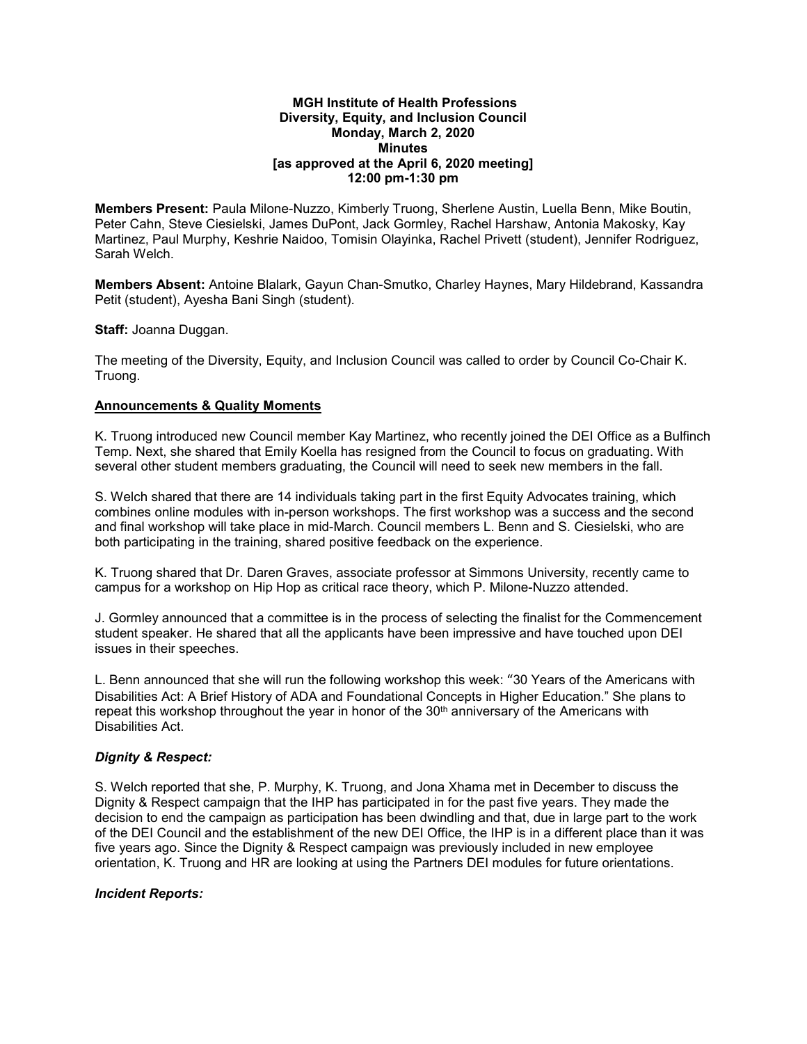**MGH Institute of Health Professions**
**Diversity, Equity, and Inclusion Council**
**Monday, March 2, 2020**
**Minutes**
**[as approved at the April 6, 2020 meeting]**
**12:00 pm-1:30 pm**

**Members Present:** Paula Milone-Nuzzo, Kimberly Truong, Sherlene Austin, Luella Benn, Mike Boutin, Peter Cahn, Steve Ciesielski, James DuPont, Jack Gormley, Rachel Harshaw, Antonia Makosky, Kay Martinez, Paul Murphy, Keshrie Naidoo, Tomisin Olayinka, Rachel Privett (student), Jennifer Rodriguez, Sarah Welch.

**Members Absent:** Antoine Blalark, Gayun Chan-Smutko, Charley Haynes, Mary Hildebrand, Kassandra Petit (student), Ayesha Bani Singh (student).

**Staff:** Joanna Duggan.

The meeting of the Diversity, Equity, and Inclusion Council was called to order by Council Co-Chair K. Truong.

## Announcements & Quality Moments

K. Truong introduced new Council member Kay Martinez, who recently joined the DEI Office as a Bulfinch Temp. Next, she shared that Emily Koella has resigned from the Council to focus on graduating. With several other student members graduating, the Council will need to seek new members in the fall.

S. Welch shared that there are 14 individuals taking part in the first Equity Advocates training, which combines online modules with in-person workshops. The first workshop was a success and the second and final workshop will take place in mid-March. Council members L. Benn and S. Ciesielski, who are both participating in the training, shared positive feedback on the experience.

K. Truong shared that Dr. Daren Graves, associate professor at Simmons University, recently came to campus for a workshop on Hip Hop as critical race theory, which P. Milone-Nuzzo attended.

J. Gormley announced that a committee is in the process of selecting the finalist for the Commencement student speaker. He shared that all the applicants have been impressive and have touched upon DEI issues in their speeches.

L. Benn announced that she will run the following workshop this week: "30 Years of the Americans with Disabilities Act: A Brief History of ADA and Foundational Concepts in Higher Education." She plans to repeat this workshop throughout the year in honor of the 30th anniversary of the Americans with Disabilities Act.

### *Dignity & Respect:*

S. Welch reported that she, P. Murphy, K. Truong, and Jona Xhama met in December to discuss the Dignity & Respect campaign that the IHP has participated in for the past five years. They made the decision to end the campaign as participation has been dwindling and that, due in large part to the work of the DEI Council and the establishment of the new DEI Office, the IHP is in a different place than it was five years ago. Since the Dignity & Respect campaign was previously included in new employee orientation, K. Truong and HR are looking at using the Partners DEI modules for future orientations.

### *Incident Reports:*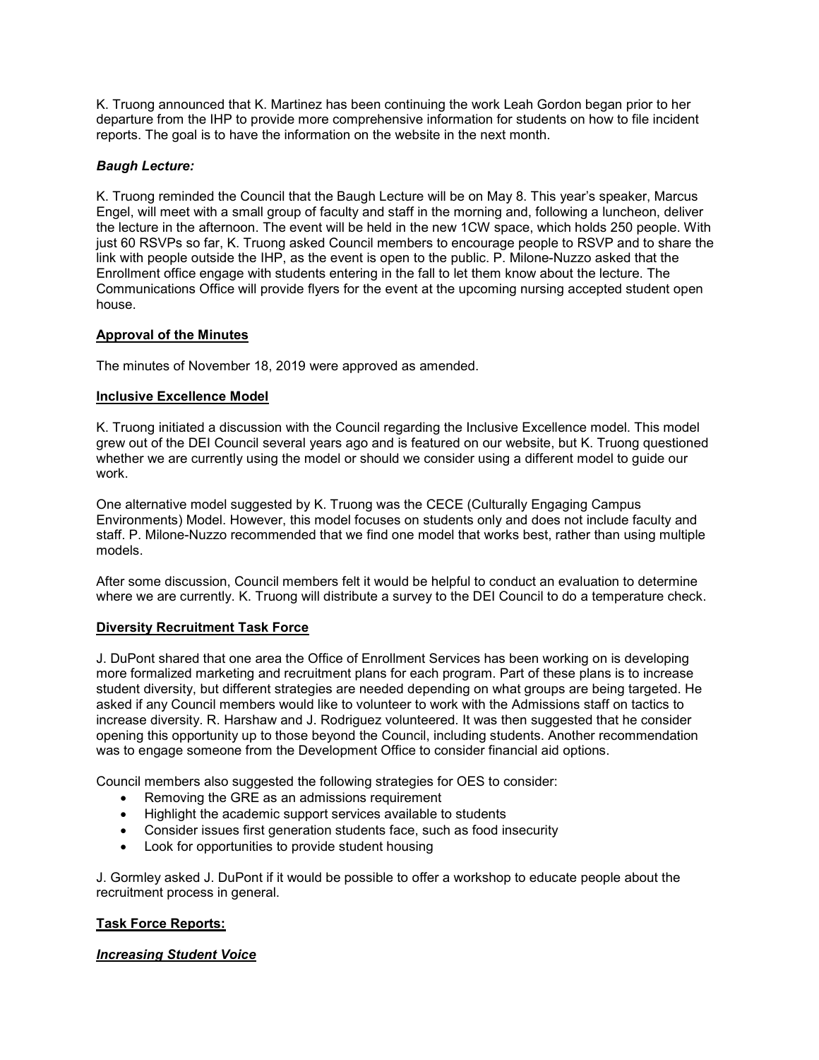K. Truong announced that K. Martinez has been continuing the work Leah Gordon began prior to her departure from the IHP to provide more comprehensive information for students on how to file incident reports. The goal is to have the information on the website in the next month.

***Baugh Lecture:***

K. Truong reminded the Council that the Baugh Lecture will be on May 8. This year's speaker, Marcus Engel, will meet with a small group of faculty and staff in the morning and, following a luncheon, deliver the lecture in the afternoon. The event will be held in the new 1CW space, which holds 250 people. With just 60 RSVPs so far, K. Truong asked Council members to encourage people to RSVP and to share the link with people outside the IHP, as the event is open to the public. P. Milone-Nuzzo asked that the Enrollment office engage with students entering in the fall to let them know about the lecture. The Communications Office will provide flyers for the event at the upcoming nursing accepted student open house.

**Approval of the Minutes**

The minutes of November 18, 2019 were approved as amended.

**Inclusive Excellence Model**

K. Truong initiated a discussion with the Council regarding the Inclusive Excellence model. This model grew out of the DEI Council several years ago and is featured on our website, but K. Truong questioned whether we are currently using the model or should we consider using a different model to guide our work.

One alternative model suggested by K. Truong was the CECE (Culturally Engaging Campus Environments) Model. However, this model focuses on students only and does not include faculty and staff. P. Milone-Nuzzo recommended that we find one model that works best, rather than using multiple models.

After some discussion, Council members felt it would be helpful to conduct an evaluation to determine where we are currently. K. Truong will distribute a survey to the DEI Council to do a temperature check.

**Diversity Recruitment Task Force**

J. DuPont shared that one area the Office of Enrollment Services has been working on is developing more formalized marketing and recruitment plans for each program. Part of these plans is to increase student diversity, but different strategies are needed depending on what groups are being targeted. He asked if any Council members would like to volunteer to work with the Admissions staff on tactics to increase diversity. R. Harshaw and J. Rodriguez volunteered. It was then suggested that he consider opening this opportunity up to those beyond the Council, including students. Another recommendation was to engage someone from the Development Office to consider financial aid options.

Council members also suggested the following strategies for OES to consider:

- Removing the GRE as an admissions requirement
- Highlight the academic support services available to students
- Consider issues first generation students face, such as food insecurity
- Look for opportunities to provide student housing

J. Gormley asked J. DuPont if it would be possible to offer a workshop to educate people about the recruitment process in general.

**Task Force Reports:**

***Increasing Student Voice***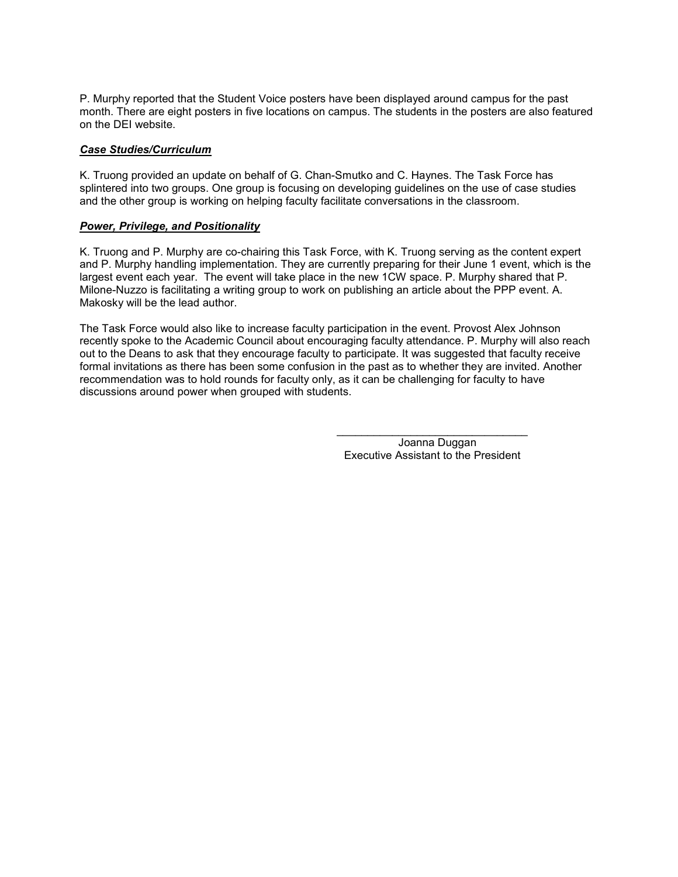P. Murphy reported that the Student Voice posters have been displayed around campus for the past month. There are eight posters in five locations on campus. The students in the posters are also featured on the DEI website.

***Case Studies/Curriculum***

K. Truong provided an update on behalf of G. Chan-Smutko and C. Haynes. The Task Force has splintered into two groups. One group is focusing on developing guidelines on the use of case studies and the other group is working on helping faculty facilitate conversations in the classroom.

***Power, Privilege, and Positionality***

K. Truong and P. Murphy are co-chairing this Task Force, with K. Truong serving as the content expert and P. Murphy handling implementation. They are currently preparing for their June 1 event, which is the largest event each year. The event will take place in the new 1CW space. P. Murphy shared that P. Milone-Nuzzo is facilitating a writing group to work on publishing an article about the PPP event. A. Makosky will be the lead author.

The Task Force would also like to increase faculty participation in the event. Provost Alex Johnson recently spoke to the Academic Council about encouraging faculty attendance. P. Murphy will also reach out to the Deans to ask that they encourage faculty to participate. It was suggested that faculty receive formal invitations as there has been some confusion in the past as to whether they are invited. Another recommendation was to hold rounds for faculty only, as it can be challenging for faculty to have discussions around power when grouped with students.

\_\_\_\_\_\_\_\_\_\_\_\_\_\_\_\_\_\_\_\_\_\_\_\_\_\_\_\_\_\_\_\_

Joanna Duggan
Executive Assistant to the President